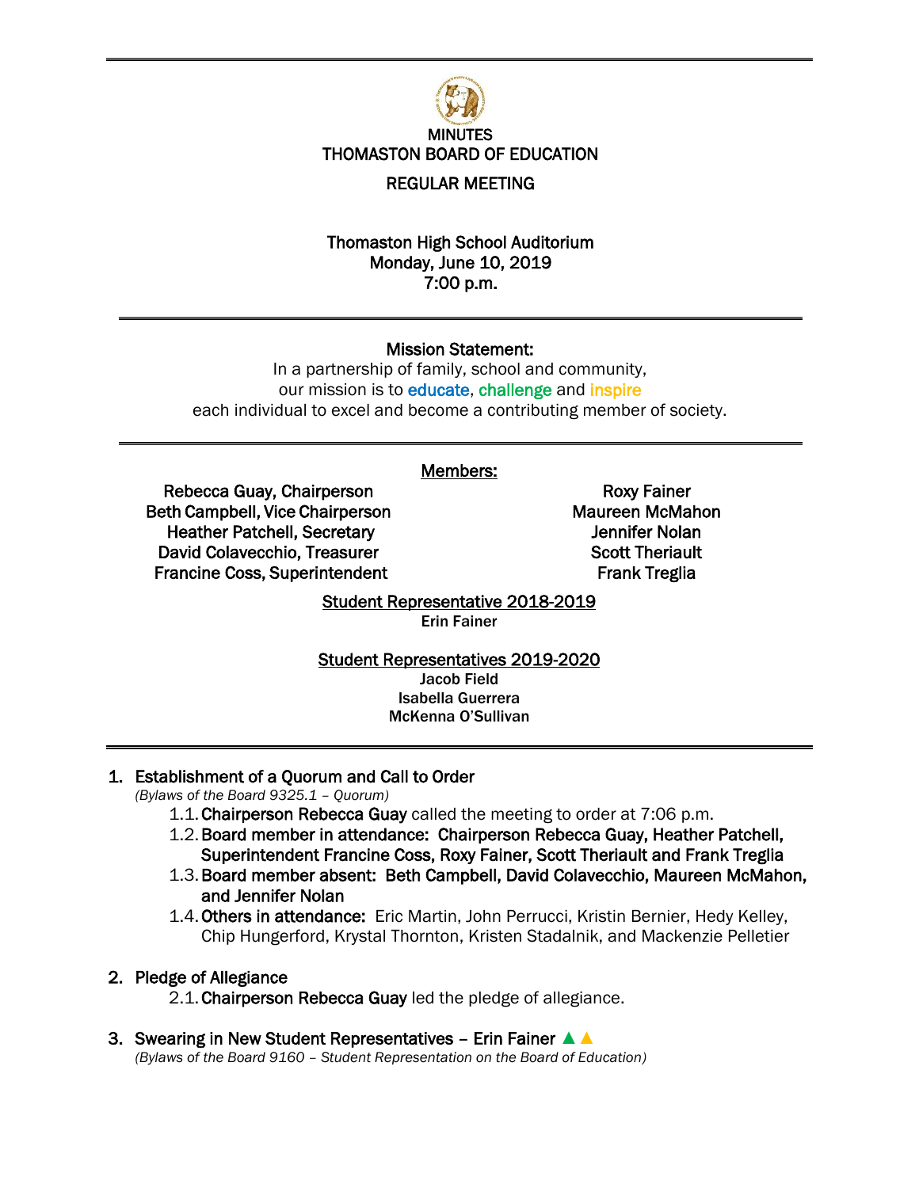# MINUTES
# THOMASTON BOARD OF EDUCATION
## REGULAR MEETING

**Thomaston High School Auditorium**
**Monday, June 10, 2019**
**7:00 p.m.**

---

**Mission Statement:**

In a partnership of family, school and community, our mission is to educate, challenge and inspire each individual to excel and become a contributing member of society.

---

**Members:**

Rebecca Guay, Chairperson
Beth Campbell, Vice Chairperson
Heather Patchell, Secretary
David Colavecchio, Treasurer
Francine Coss, Superintendent

Roxy Fainer
Maureen McMahon
Jennifer Nolan
Scott Theriault
Frank Treglia

**Student Representative 2018-2019**
Erin Fainer

**Student Representatives 2019-2020**
Jacob Field
Isabella Guerrera
McKenna O'Sullivan

---

1. **Establishment of a Quorum and Call to Order**
   *(Bylaws of the Board 9325.1 – Quorum)*
   1.1. **Chairperson Rebecca Guay** called the meeting to order at 7:06 p.m.
   1.2. **Board member in attendance: Chairperson Rebecca Guay, Heather Patchell, Superintendent Francine Coss, Roxy Fainer, Scott Theriault and Frank Treglia**
   1.3. **Board member absent: Beth Campbell, David Colavecchio, Maureen McMahon, and Jennifer Nolan**
   1.4. **Others in attendance:** Eric Martin, John Perrucci, Kristin Bernier, Hedy Kelley, Chip Hungerford, Krystal Thornton, Kristen Stadalnik, and Mackenzie Pelletier

2. **Pledge of Allegiance**
   2.1. **Chairperson Rebecca Guay** led the pledge of allegiance.

3. **Swearing in New Student Representatives – Erin Fainer ▲▲**
   *(Bylaws of the Board 9160 – Student Representation on the Board of Education)*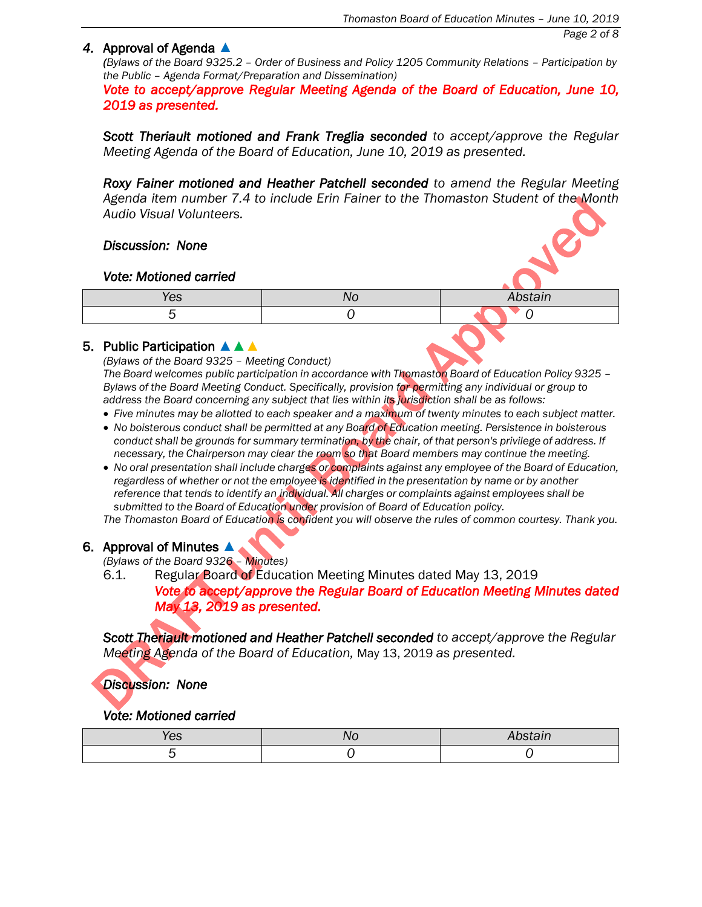## 4. Approval of Agenda ▲

*(Bylaws of the Board 9325.2 – Order of Business and Policy 1205 Community Relations – Participation by the Public – Agenda Format/Preparation and Dissemination)*

***Vote to accept/approve Regular Meeting Agenda of the Board of Education, June 10, 2019 as presented.***

***Scott Theriault motioned and Frank Treglia seconded*** *to accept/approve the Regular Meeting Agenda of the Board of Education, June 10, 2019 as presented.*

***Roxy Fainer motioned and Heather Patchell seconded*** *to amend the Regular Meeting Agenda item number 7.4 to include Erin Fainer to the Thomaston Student of the Month Audio Visual Volunteers.*

***Discussion: None***

***Vote: Motioned carried***

| Yes | No | Abstain |
| --- | --- | --- |
| 5 | 0 | 0 |

## 5. Public Participation ▲▲▲

*(Bylaws of the Board 9325 – Meeting Conduct)*

*The Board welcomes public participation in accordance with Thomaston Board of Education Policy 9325 – Bylaws of the Board Meeting Conduct. Specifically, provision for permitting any individual or group to address the Board concerning any subject that lies within its jurisdiction shall be as follows:*

- *Five minutes may be allotted to each speaker and a maximum of twenty minutes to each subject matter.*
- *No boisterous conduct shall be permitted at any Board of Education meeting. Persistence in boisterous conduct shall be grounds for summary termination, by the chair, of that person's privilege of address. If necessary, the Chairperson may clear the room so that Board members may continue the meeting.*
- *No oral presentation shall include charges or complaints against any employee of the Board of Education, regardless of whether or not the employee is identified in the presentation by name or by another reference that tends to identify an individual. All charges or complaints against employees shall be submitted to the Board of Education under provision of Board of Education policy.*

*The Thomaston Board of Education is confident you will observe the rules of common courtesy. Thank you.*

## 6. Approval of Minutes ▲

*(Bylaws of the Board 9326 – Minutes)*

6.1. Regular Board of Education Meeting Minutes dated May 13, 2019

***Vote to accept/approve the Regular Board of Education Meeting Minutes dated May 13, 2019 as presented.***

***Scott Theriault motioned and Heather Patchell seconded*** *to accept/approve the Regular Meeting Agenda of the Board of Education,* May 13, 2019 *as presented.*

***Discussion: None***

***Vote: Motioned carried***

| Yes | No | Abstain |
| --- | --- | --- |
| 5 | 0 | 0 |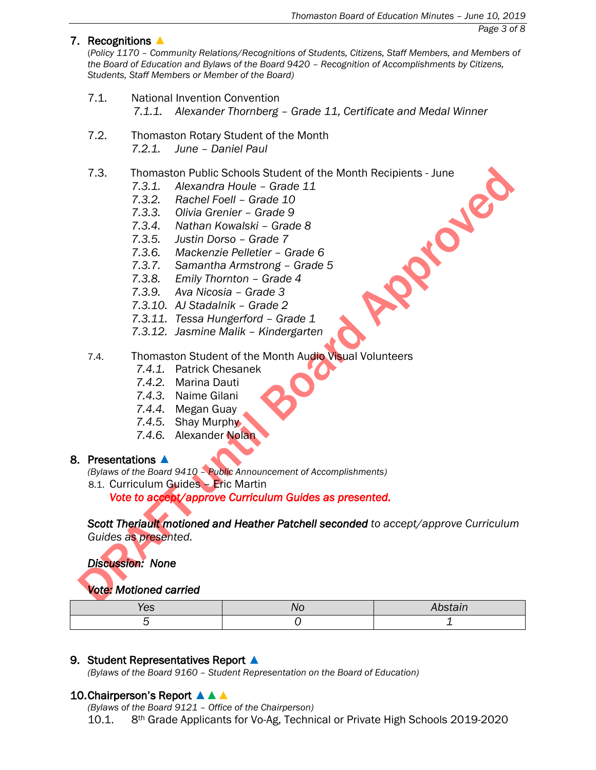## 7. Recognitions ▲

*(Policy 1170 – Community Relations/Recognitions of Students, Citizens, Staff Members, and Members of the Board of Education and Bylaws of the Board 9420 – Recognition of Accomplishments by Citizens, Students, Staff Members or Member of the Board)*

7.1. National Invention Convention
- 7.1.1. *Alexander Thornberg – Grade 11, Certificate and Medal Winner*

7.2. Thomaston Rotary Student of the Month
- 7.2.1. *June – Daniel Paul*

7.3. Thomaston Public Schools Student of the Month Recipients - June
- 7.3.1. *Alexandra Houle – Grade 11*
- 7.3.2. *Rachel Foell – Grade 10*
- 7.3.3. *Olivia Grenier – Grade 9*
- 7.3.4. *Nathan Kowalski – Grade 8*
- 7.3.5. *Justin Dorso – Grade 7*
- 7.3.6. *Mackenzie Pelletier – Grade 6*
- 7.3.7. *Samantha Armstrong – Grade 5*
- 7.3.8. *Emily Thornton – Grade 4*
- 7.3.9. *Ava Nicosia – Grade 3*
- 7.3.10. *AJ Stadalnik – Grade 2*
- 7.3.11. *Tessa Hungerford – Grade 1*
- 7.3.12. *Jasmine Malik – Kindergarten*

7.4. Thomaston Student of the Month Audio Visual Volunteers
- *7.4.1.* Patrick Chesanek
- *7.4.2.* Marina Dauti
- *7.4.3.* Naime Gilani
- *7.4.4.* Megan Guay
- *7.4.5.* Shay Murphy
- *7.4.6.* Alexander Nolan

## 8. Presentations ▲

*(Bylaws of the Board 9410 – Public Announcement of Accomplishments)*

8.1. Curriculum Guides – Eric Martin

***Vote to accept/approve Curriculum Guides as presented.***

***Scott Theriault motioned and Heather Patchell seconded*** *to accept/approve Curriculum Guides as presented.*

***Discussion: None***

***Vote: Motioned carried***

| Yes | No | Abstain |
|---|---|---|
| 5 | 0 | 1 |

## 9. Student Representatives Report ▲

*(Bylaws of the Board 9160 – Student Representation on the Board of Education)*

## 10. Chairperson's Report ▲▲▲

*(Bylaws of the Board 9121 – Office of the Chairperson)*

10.1. 8th Grade Applicants for Vo-Ag, Technical or Private High Schools 2019-2020

DRAFT until Board Approved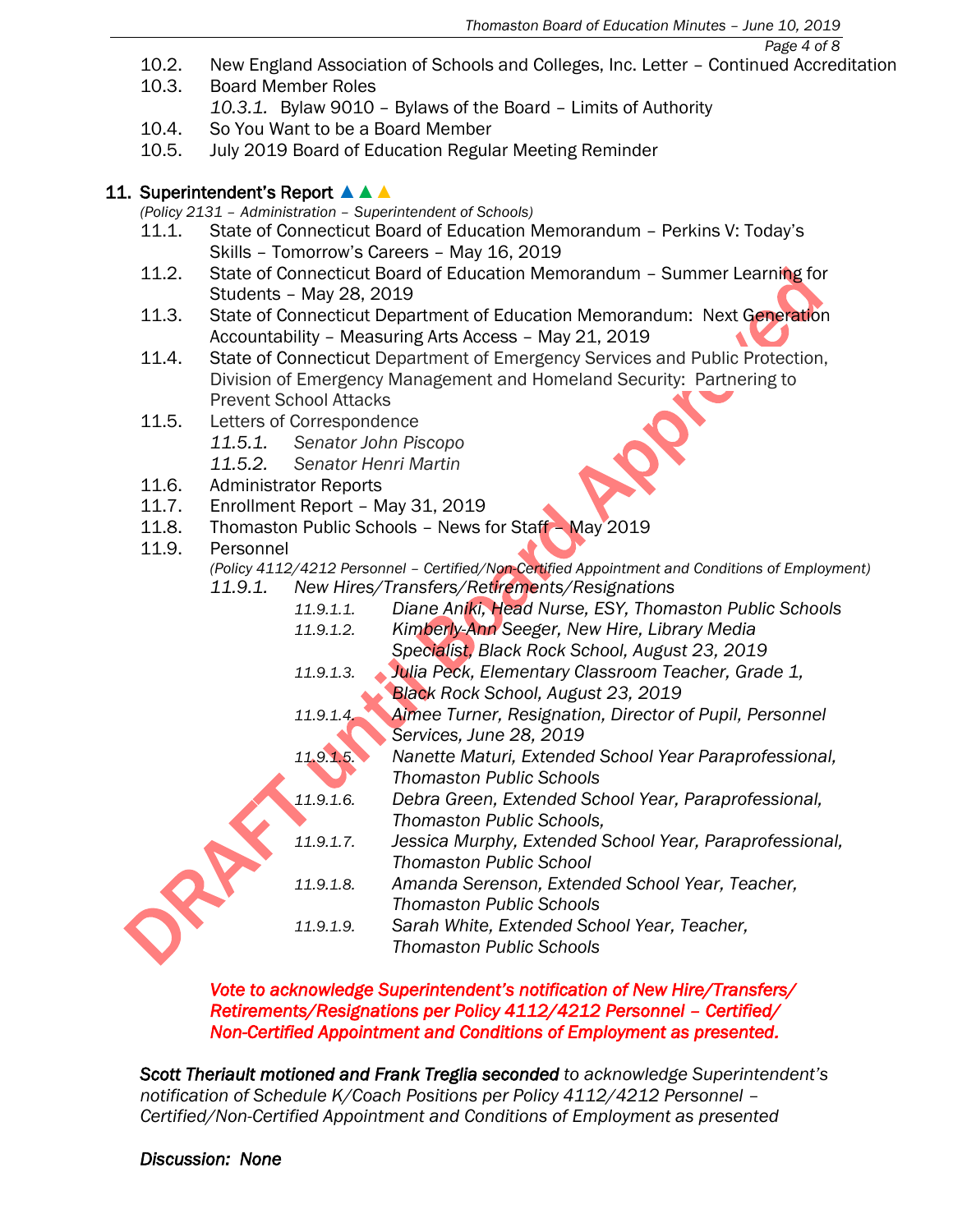10.2. New England Association of Schools and Colleges, Inc. Letter – Continued Accreditation

10.3. Board Member Roles

  *10.3.1.* Bylaw 9010 – Bylaws of the Board – Limits of Authority

10.4. So You Want to be a Board Member

10.5. July 2019 Board of Education Regular Meeting Reminder

## 11. Superintendent's Report ▲▲▲

*(Policy 2131 – Administration – Superintendent of Schools)*

11.1. State of Connecticut Board of Education Memorandum – Perkins V: Today's Skills – Tomorrow's Careers – May 16, 2019

11.2. State of Connecticut Board of Education Memorandum – Summer Learning for Students – May 28, 2019

11.3. State of Connecticut Department of Education Memorandum: Next Generation Accountability – Measuring Arts Access – May 21, 2019

11.4. State of Connecticut Department of Emergency Services and Public Protection, Division of Emergency Management and Homeland Security: Partnering to Prevent School Attacks

11.5. Letters of Correspondence

  *11.5.1. Senator John Piscopo*

  *11.5.2. Senator Henri Martin*

11.6. Administrator Reports

11.7. Enrollment Report – May 31, 2019

11.8. Thomaston Public Schools – News for Staff – May 2019

11.9. Personnel

*(Policy 4112/4212 Personnel – Certified/Non-Certified Appointment and Conditions of Employment)*

  *11.9.1. New Hires/Transfers/Retirements/Resignations*

    *11.9.1.1. Diane Aniki, Head Nurse, ESY, Thomaston Public Schools*

    *11.9.1.2. Kimberly-Ann Seeger, New Hire, Library Media Specialist, Black Rock School, August 23, 2019*

    *11.9.1.3. Julia Peck, Elementary Classroom Teacher, Grade 1, Black Rock School, August 23, 2019*

    *11.9.1.4. Aimee Turner, Resignation, Director of Pupil, Personnel Services, June 28, 2019*

    *11.9.1.5. Nanette Maturi, Extended School Year Paraprofessional, Thomaston Public Schools*

    *11.9.1.6. Debra Green, Extended School Year, Paraprofessional, Thomaston Public Schools,*

    *11.9.1.7. Jessica Murphy, Extended School Year, Paraprofessional, Thomaston Public School*

    *11.9.1.8. Amanda Serenson, Extended School Year, Teacher, Thomaston Public Schools*

    *11.9.1.9. Sarah White, Extended School Year, Teacher, Thomaston Public Schools*

***Vote to acknowledge Superintendent's notification of New Hire/Transfers/ Retirements/Resignations per Policy 4112/4212 Personnel – Certified/ Non-Certified Appointment and Conditions of Employment as presented.***

***Scott Theriault motioned and Frank Treglia seconded*** *to acknowledge Superintendent's notification of Schedule K/Coach Positions per Policy 4112/4212 Personnel – Certified/Non-Certified Appointment and Conditions of Employment as presented*

***Discussion: None***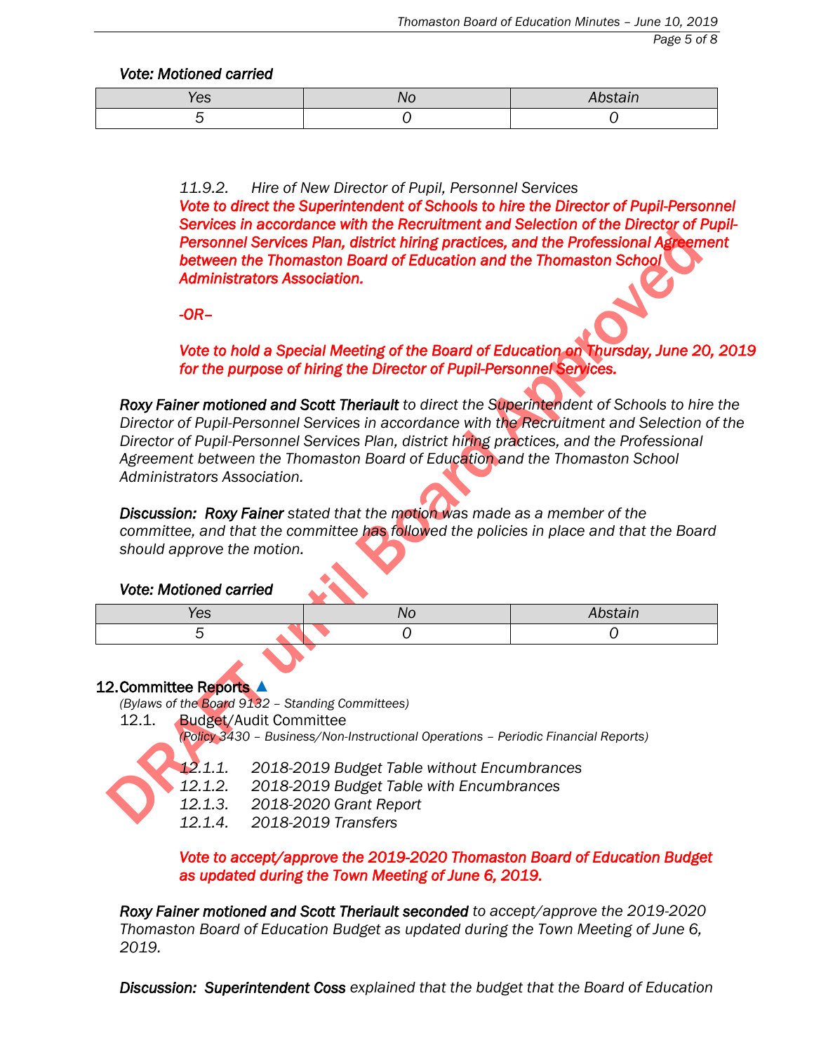***Vote: Motioned carried***

| Yes | No | Abstain |
| --- | --- | --- |
| 5 | 0 | 0 |

*11.9.2. Hire of New Director of Pupil, Personnel Services*

***Vote to direct the Superintendent of Schools to hire the Director of Pupil-Personnel Services in accordance with the Recruitment and Selection of the Director of Pupil-Personnel Services Plan, district hiring practices, and the Professional Agreement between the Thomaston Board of Education and the Thomaston School Administrators Association.***

***-OR–***

***Vote to hold a Special Meeting of the Board of Education on Thursday, June 20, 2019 for the purpose of hiring the Director of Pupil-Personnel Services.***

***Roxy Fainer motioned and Scott Theriault*** *to direct the Superintendent of Schools to hire the Director of Pupil-Personnel Services in accordance with the Recruitment and Selection of the Director of Pupil-Personnel Services Plan, district hiring practices, and the Professional Agreement between the Thomaston Board of Education and the Thomaston School Administrators Association.*

***Discussion: Roxy Fainer*** *stated that the motion was made as a member of the committee, and that the committee has followed the policies in place and that the Board should approve the motion.*

***Vote: Motioned carried***

| Yes | No | Abstain |
| --- | --- | --- |
| 5 | 0 | 0 |

## 12. Committee Reports ▲

*(Bylaws of the Board 9132 – Standing Committees)*

12.1. Budget/Audit Committee

*(Policy 3430 – Business/Non-Instructional Operations – Periodic Financial Reports)*

*12.1.1. 2018-2019 Budget Table without Encumbrances*
*12.1.2. 2018-2019 Budget Table with Encumbrances*
*12.1.3. 2018-2020 Grant Report*
*12.1.4. 2018-2019 Transfers*

***Vote to accept/approve the 2019-2020 Thomaston Board of Education Budget as updated during the Town Meeting of June 6, 2019.***

***Roxy Fainer motioned and Scott Theriault seconded*** *to accept/approve the 2019-2020 Thomaston Board of Education Budget as updated during the Town Meeting of June 6, 2019.*

***Discussion: Superintendent Coss*** *explained that the budget that the Board of Education*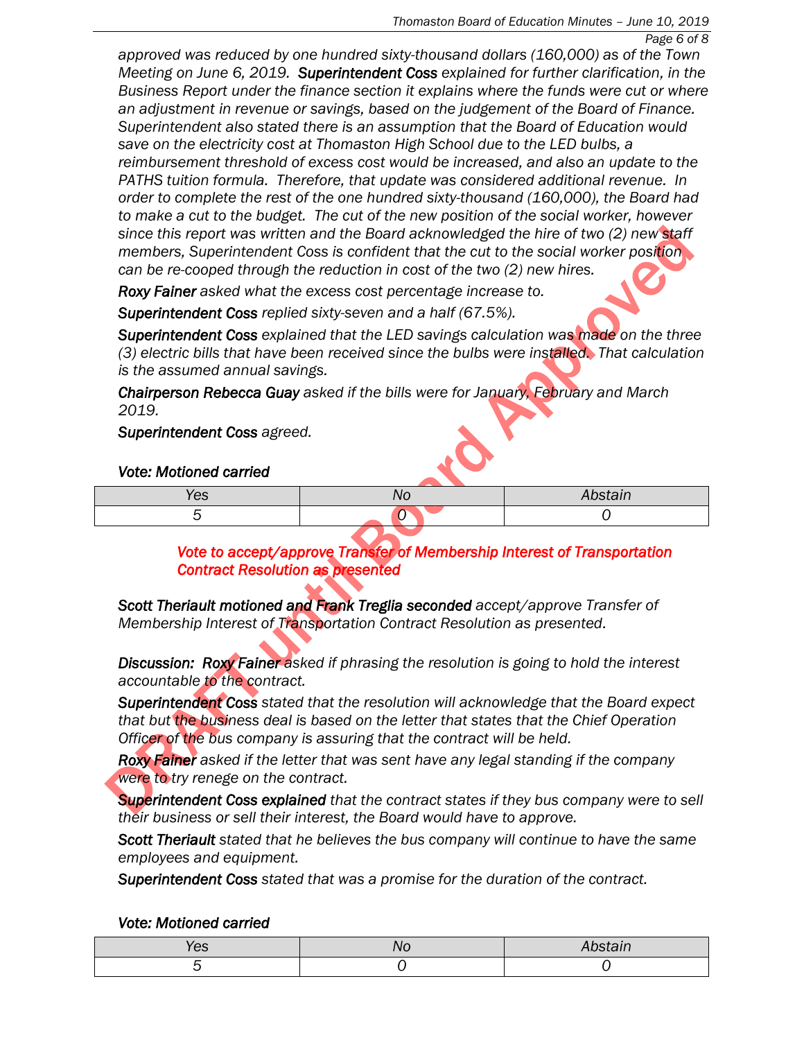*approved was reduced by one hundred sixty-thousand dollars (160,000) as of the Town Meeting on June 6, 2019.* ***Superintendent Coss*** *explained for further clarification, in the Business Report under the finance section it explains where the funds were cut or where an adjustment in revenue or savings, based on the judgement of the Board of Finance. Superintendent also stated there is an assumption that the Board of Education would save on the electricity cost at Thomaston High School due to the LED bulbs, a reimbursement threshold of excess cost would be increased, and also an update to the PATHS tuition formula. Therefore, that update was considered additional revenue. In order to complete the rest of the one hundred sixty-thousand (160,000), the Board had to make a cut to the budget. The cut of the new position of the social worker, however since this report was written and the Board acknowledged the hire of two (2) new staff members, Superintendent Coss is confident that the cut to the social worker position can be re-cooped through the reduction in cost of the two (2) new hires.*

***Roxy Fainer*** *asked what the excess cost percentage increase to.*

***Superintendent Coss*** *replied sixty-seven and a half (67.5%).*

***Superintendent Coss*** *explained that the LED savings calculation was made on the three (3) electric bills that have been received since the bulbs were installed. That calculation is the assumed annual savings.*

***Chairperson Rebecca Guay*** *asked if the bills were for January, February and March 2019.*

***Superintendent Coss*** *agreed.*

***Vote: Motioned carried***

| Yes | No | Abstain |
|---|---|---|
| 5 | 0 | 0 |

***Vote to accept/approve Transfer of Membership Interest of Transportation Contract Resolution as presented***

***Scott Theriault motioned and Frank Treglia seconded*** *accept/approve Transfer of Membership Interest of Transportation Contract Resolution as presented.*

***Discussion: Roxy Fainer*** *asked if phrasing the resolution is going to hold the interest accountable to the contract.*

***Superintendent Coss*** *stated that the resolution will acknowledge that the Board expect that but the business deal is based on the letter that states that the Chief Operation Officer of the bus company is assuring that the contract will be held.*

***Roxy Fainer*** *asked if the letter that was sent have any legal standing if the company were to try renege on the contract.*

***Superintendent Coss explained*** *that the contract states if they bus company were to sell their business or sell their interest, the Board would have to approve.*

***Scott Theriault*** *stated that he believes the bus company will continue to have the same employees and equipment.*

***Superintendent Coss*** *stated that was a promise for the duration of the contract.*

***Vote: Motioned carried***

| Yes | No | Abstain |
|---|---|---|
| 5 | 0 | 0 |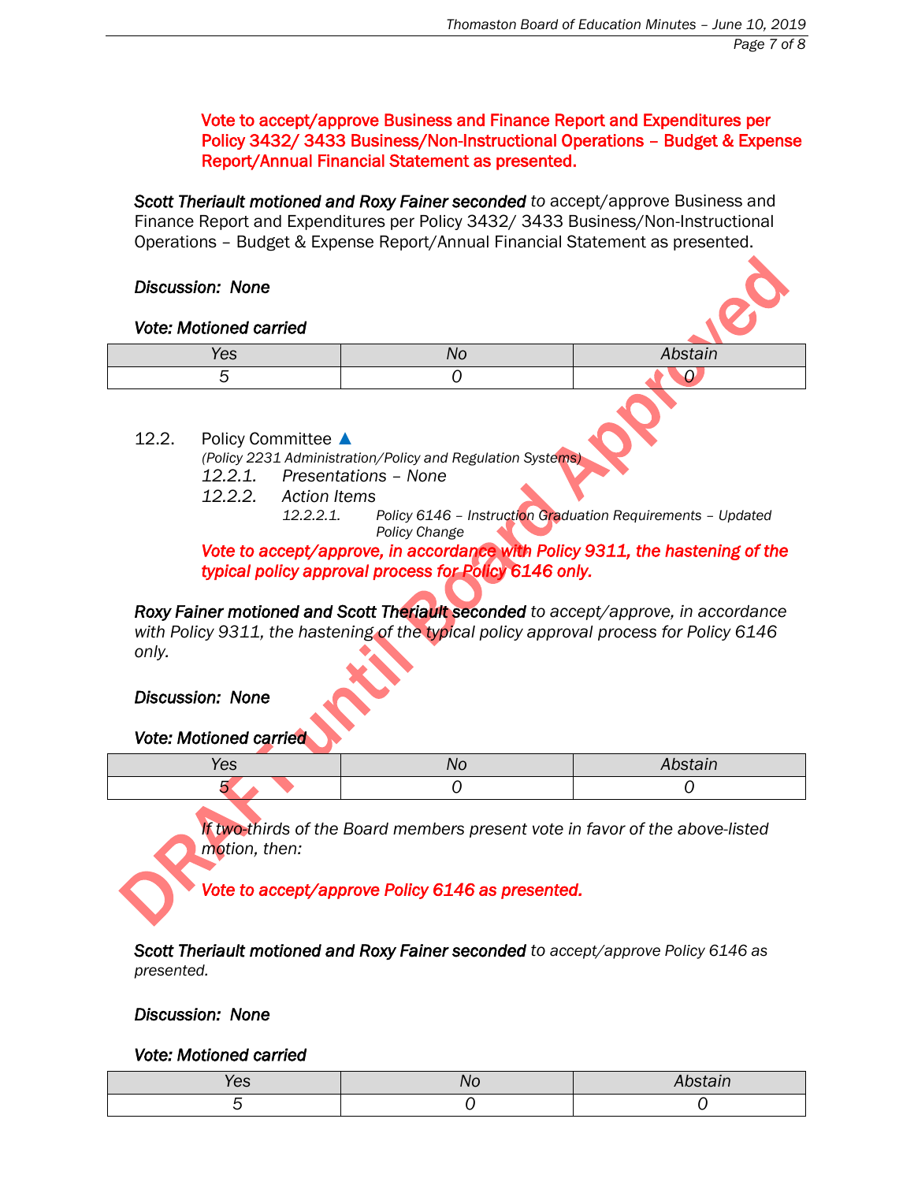**Vote to accept/approve Business and Finance Report and Expenditures per Policy 3432/ 3433 Business/Non-Instructional Operations – Budget & Expense Report/Annual Financial Statement as presented.**

***Scott Theriault motioned and Roxy Fainer seconded*** to accept/approve Business and Finance Report and Expenditures per Policy 3432/ 3433 Business/Non-Instructional Operations – Budget & Expense Report/Annual Financial Statement as presented.

***Discussion: None***

***Vote: Motioned carried***

| Yes | No | Abstain |
|---|---|---|
| 5 | 0 | 0 |

12.2. Policy Committee ▲

*(Policy 2231 Administration/Policy and Regulation Systems)*

*12.2.1. Presentations – None*

*12.2.2. Action Items*

*12.2.2.1. Policy 6146 – Instruction Graduation Requirements – Updated Policy Change*

***Vote to accept/approve, in accordance with Policy 9311, the hastening of the typical policy approval process for Policy 6146 only.***

***Roxy Fainer motioned and Scott Theriault seconded*** *to accept/approve, in accordance with Policy 9311, the hastening of the typical policy approval process for Policy 6146 only.*

***Discussion: None***

***Vote: Motioned carried***

| Yes | No | Abstain |
|---|---|---|
| 5 | 0 | 0 |

*If two-thirds of the Board members present vote in favor of the above-listed motion, then:*

***Vote to accept/approve Policy 6146 as presented.***

***Scott Theriault motioned and Roxy Fainer seconded*** *to accept/approve Policy 6146 as presented.*

***Discussion: None***

***Vote: Motioned carried***

| Yes | No | Abstain |
|---|---|---|
| 5 | 0 | 0 |

DRAFT until Board Approved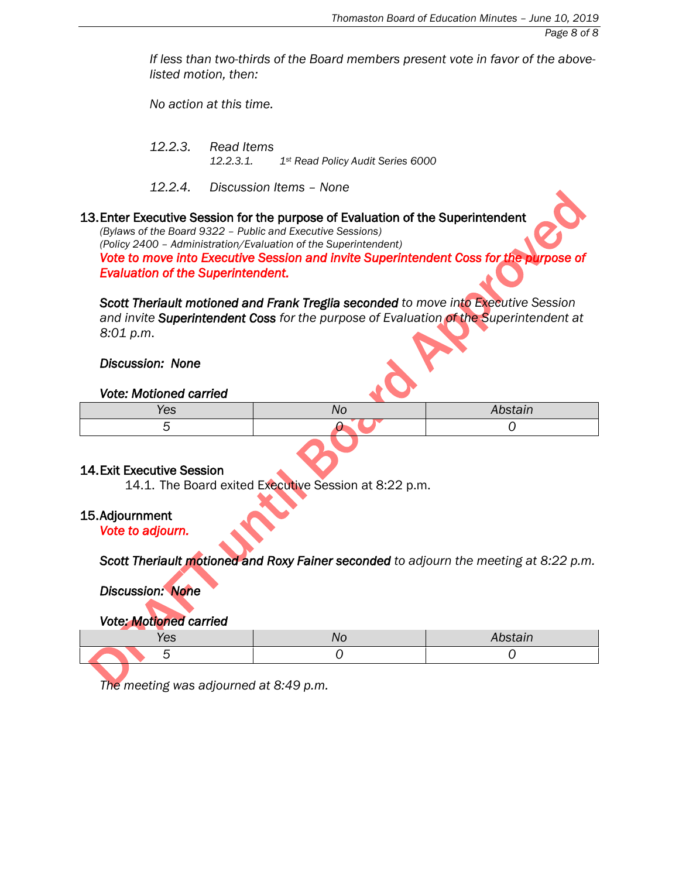*If less than two-thirds of the Board members present vote in favor of the above-listed motion, then:*

*No action at this time.*

*12.2.3. Read Items*
*12.2.3.1. 1st Read Policy Audit Series 6000*

*12.2.4. Discussion Items – None*

## 13. Enter Executive Session for the purpose of Evaluation of the Superintendent

*(Bylaws of the Board 9322 – Public and Executive Sessions)*
*(Policy 2400 – Administration/Evaluation of the Superintendent)*
***Vote to move into Executive Session and invite Superintendent Coss for the purpose of Evaluation of the Superintendent.***

***Scott Theriault motioned and Frank Treglia seconded*** *to move into Executive Session and invite* ***Superintendent Coss*** *for the purpose of Evaluation of the Superintendent at 8:01 p.m.*

***Discussion: None***

***Vote: Motioned carried***

| Yes | No | Abstain |
|---|---|---|
| 5 | 0 | 0 |

## 14. Exit Executive Session

14.1. The Board exited Executive Session at 8:22 p.m.

## 15. Adjournment

***Vote to adjourn.***

***Scott Theriault motioned and Roxy Fainer seconded*** *to adjourn the meeting at 8:22 p.m.*

***Discussion: None***

***Vote: Motioned carried***

| Yes | No | Abstain |
|---|---|---|
| 5 | 0 | 0 |

*The meeting was adjourned at 8:49 p.m.*

DRAFT until Board Approved